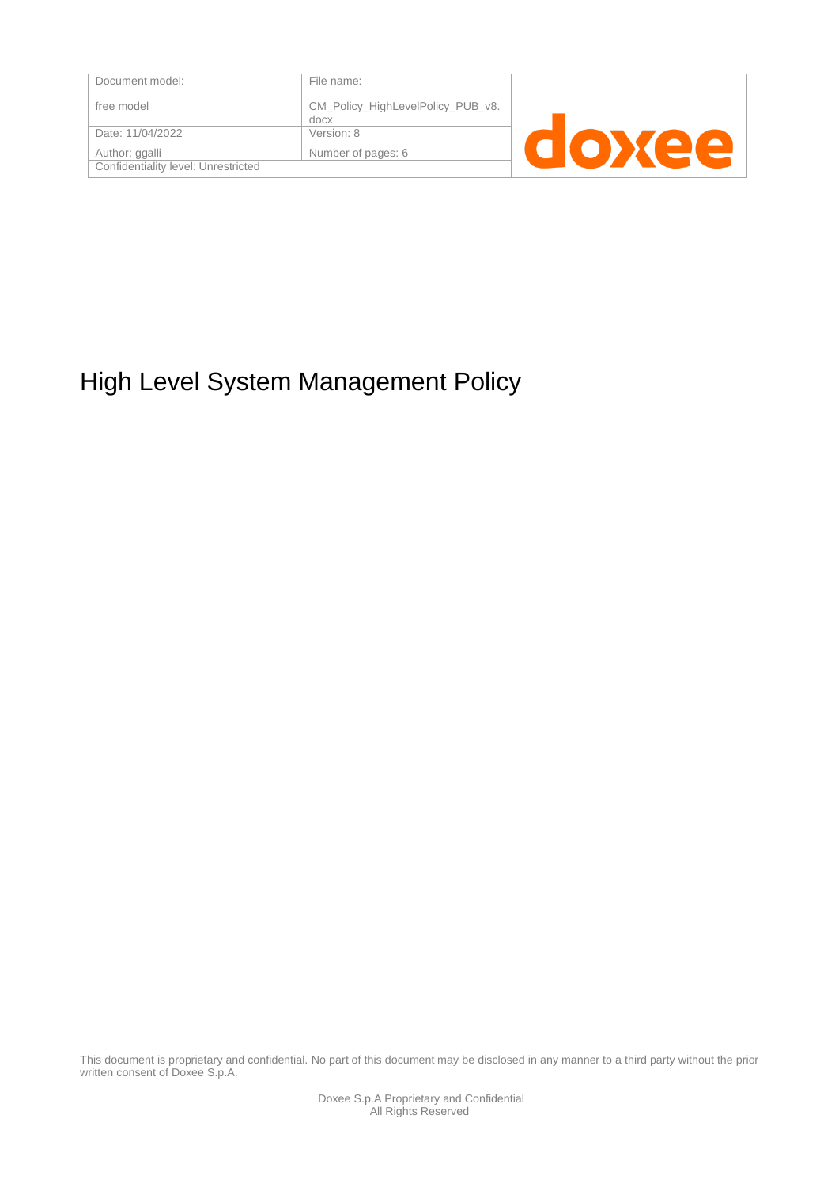| Document model:<br><br>free model | File name:<br><br>CM_Policy_HighLevelPolicy_PUB_v8.docx | doxee |
| --- | --- | --- |
| Date: 11/04/2022 | Version: 8 | |
| Author: ggalli | Number of pages: 6 | |
| Confidentiality level: Unrestricted | | |

# High Level System Management Policy

This document is proprietary and confidential. No part of this document may be disclosed in any manner to a third party without the prior written consent of Doxee S.p.A.

Doxee S.p.A Proprietary and Confidential
All Rights Reserved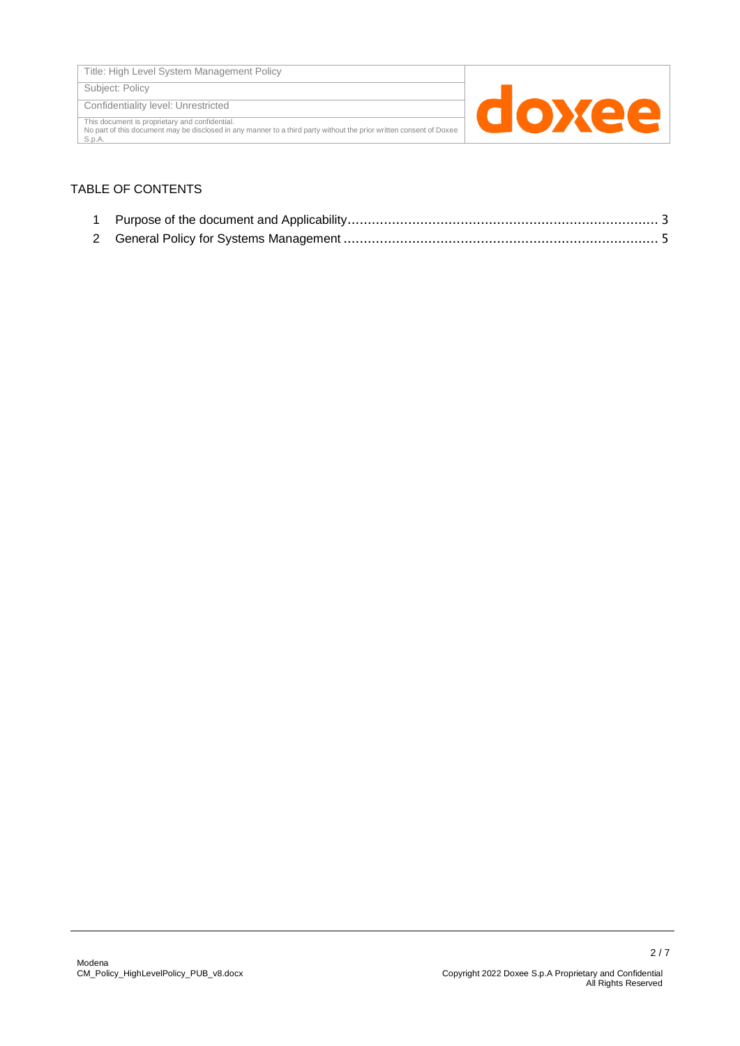TABLE OF CONTENTS

1 Purpose of the document and Applicability ........................................................................ 3
2 General Policy for Systems Management ........................................................................... 5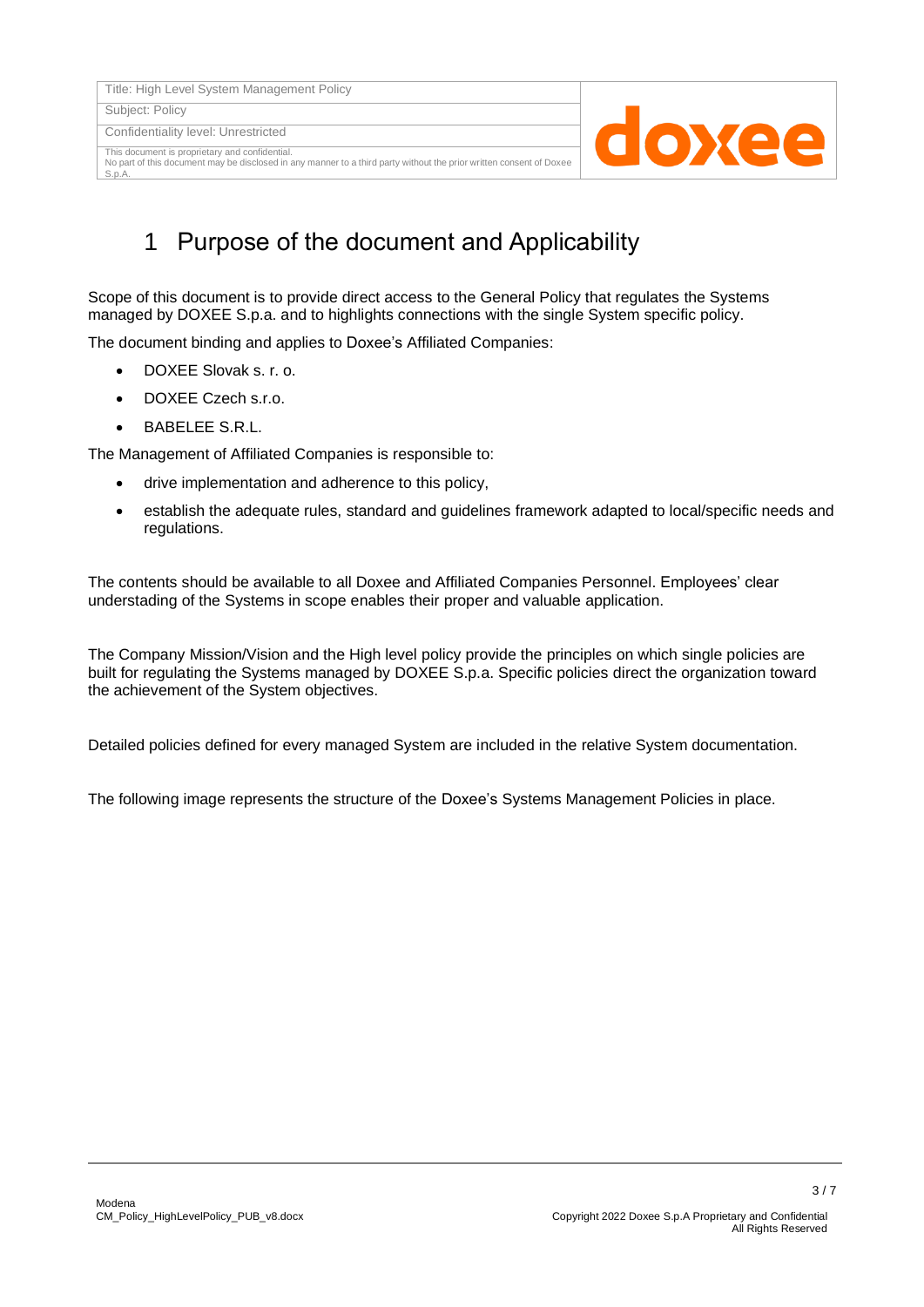# 1 Purpose of the document and Applicability

Scope of this document is to provide direct access to the General Policy that regulates the Systems managed by DOXEE S.p.a. and to highlights connections with the single System specific policy.

The document binding and applies to Doxee's Affiliated Companies:

- DOXEE Slovak s. r. o.
- DOXEE Czech s.r.o.
- BABELEE S.R.L.

The Management of Affiliated Companies is responsible to:

- drive implementation and adherence to this policy,
- establish the adequate rules, standard and guidelines framework adapted to local/specific needs and regulations.

The contents should be available to all Doxee and Affiliated Companies Personnel. Employees' clear understading of the Systems in scope enables their proper and valuable application.

The Company Mission/Vision and the High level policy provide the principles on which single policies are built for regulating the Systems managed by DOXEE S.p.a. Specific policies direct the organization toward the achievement of the System objectives.

Detailed policies defined for every managed System are included in the relative System documentation.

The following image represents the structure of the Doxee's Systems Management Policies in place.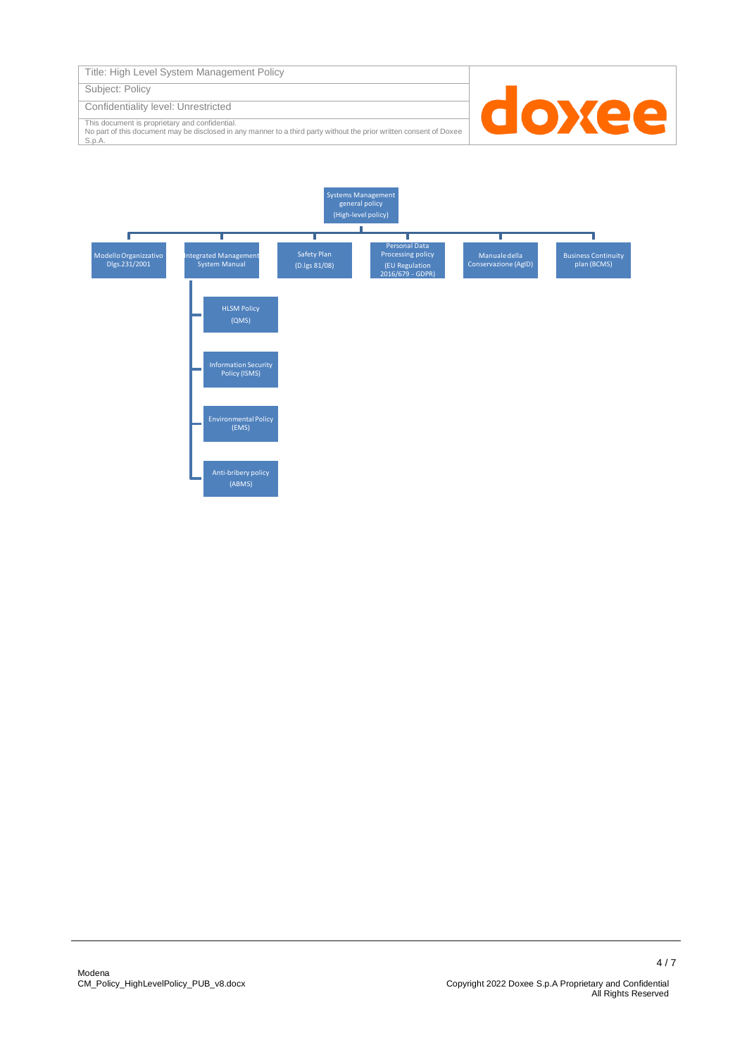- Systems Management general policy (High-level policy)
  - Modello Organizzativo Dlgs.231/2001
  - Integrated Management System Manual
    - HLSM Policy (QMS)
    - Information Security Policy (ISMS)
    - Environmental Policy (EMS)
    - Anti-bribery policy (ABMS)
  - Safety Plan (D.lgs 81/08)
  - Personal Data Processing policy (EU Regulation 2016/679 - GDPR)
  - Manuale della Conservazione (AgID)
  - Business Continuity plan (BCMS)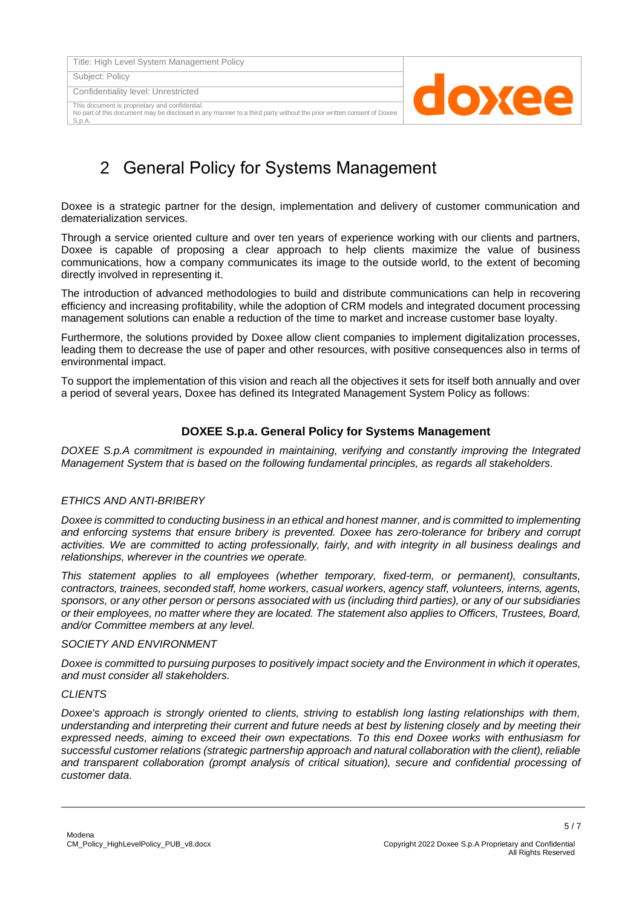# 2 General Policy for Systems Management

Doxee is a strategic partner for the design, implementation and delivery of customer communication and dematerialization services.

Through a service oriented culture and over ten years of experience working with our clients and partners, Doxee is capable of proposing a clear approach to help clients maximize the value of business communications, how a company communicates its image to the outside world, to the extent of becoming directly involved in representing it.

The introduction of advanced methodologies to build and distribute communications can help in recovering efficiency and increasing profitability, while the adoption of CRM models and integrated document processing management solutions can enable a reduction of the time to market and increase customer base loyalty.

Furthermore, the solutions provided by Doxee allow client companies to implement digitalization processes, leading them to decrease the use of paper and other resources, with positive consequences also in terms of environmental impact.

To support the implementation of this vision and reach all the objectives it sets for itself both annually and over a period of several years, Doxee has defined its Integrated Management System Policy as follows:

### DOXEE S.p.a. General Policy for Systems Management

*DOXEE S.p.A commitment is expounded in maintaining, verifying and constantly improving the Integrated Management System that is based on the following fundamental principles, as regards all stakeholders.*

*ETHICS AND ANTI-BRIBERY*

*Doxee is committed to conducting business in an ethical and honest manner, and is committed to implementing and enforcing systems that ensure bribery is prevented. Doxee has zero-tolerance for bribery and corrupt activities. We are committed to acting professionally, fairly, and with integrity in all business dealings and relationships, wherever in the countries we operate.*

*This statement applies to all employees (whether temporary, fixed-term, or permanent), consultants, contractors, trainees, seconded staff, home workers, casual workers, agency staff, volunteers, interns, agents, sponsors, or any other person or persons associated with us (including third parties), or any of our subsidiaries or their employees, no matter where they are located. The statement also applies to Officers, Trustees, Board, and/or Committee members at any level.*

*SOCIETY AND ENVIRONMENT*

*Doxee is committed to pursuing purposes to positively impact society and the Environment in which it operates, and must consider all stakeholders.*

*CLIENTS*

*Doxee's approach is strongly oriented to clients, striving to establish long lasting relationships with them, understanding and interpreting their current and future needs at best by listening closely and by meeting their expressed needs, aiming to exceed their own expectations. To this end Doxee works with enthusiasm for successful customer relations (strategic partnership approach and natural collaboration with the client), reliable and transparent collaboration (prompt analysis of critical situation), secure and confidential processing of customer data.*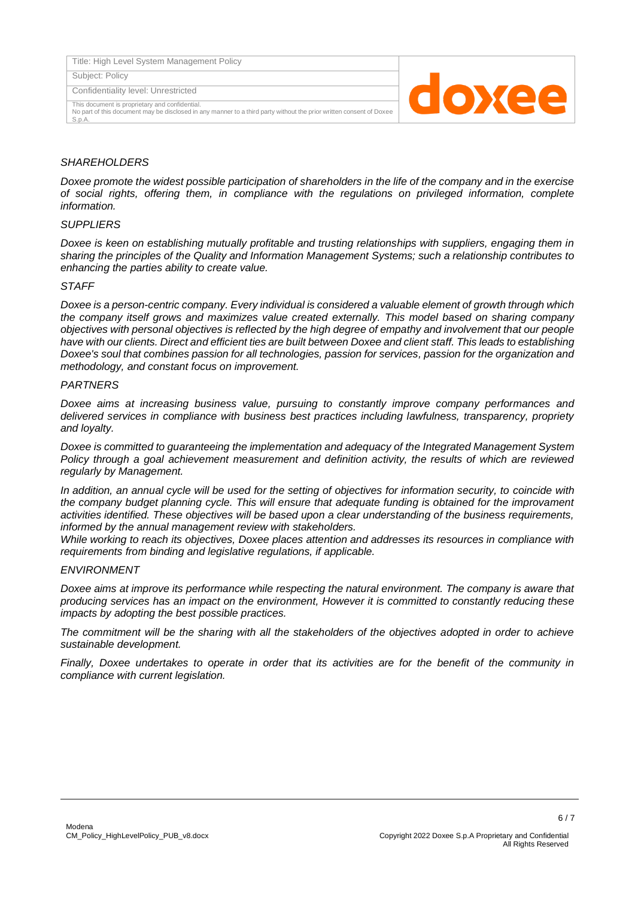*SHAREHOLDERS*

*Doxee promote the widest possible participation of shareholders in the life of the company and in the exercise of social rights, offering them, in compliance with the regulations on privileged information, complete information.*

*SUPPLIERS*

*Doxee is keen on establishing mutually profitable and trusting relationships with suppliers, engaging them in sharing the principles of the Quality and Information Management Systems; such a relationship contributes to enhancing the parties ability to create value.*

*STAFF*

*Doxee is a person-centric company. Every individual is considered a valuable element of growth through which the company itself grows and maximizes value created externally. This model based on sharing company objectives with personal objectives is reflected by the high degree of empathy and involvement that our people have with our clients. Direct and efficient ties are built between Doxee and client staff. This leads to establishing Doxee's soul that combines passion for all technologies, passion for services, passion for the organization and methodology, and constant focus on improvement.*

*PARTNERS*

*Doxee aims at increasing business value, pursuing to constantly improve company performances and delivered services in compliance with business best practices including lawfulness, transparency, propriety and loyalty.*

*Doxee is committed to guaranteeing the implementation and adequacy of the Integrated Management System Policy through a goal achievement measurement and definition activity, the results of which are reviewed regularly by Management.*

*In addition, an annual cycle will be used for the setting of objectives for information security, to coincide with the company budget planning cycle. This will ensure that adequate funding is obtained for the improvament activities identified. These objectives will be based upon a clear understanding of the business requirements, informed by the annual management review with stakeholders.*

*While working to reach its objectives, Doxee places attention and addresses its resources in compliance with requirements from binding and legislative regulations, if applicable.*

*ENVIRONMENT*

*Doxee aims at improve its performance while respecting the natural environment. The company is aware that producing services has an impact on the environment, However it is committed to constantly reducing these impacts by adopting the best possible practices.*

*The commitment will be the sharing with all the stakeholders of the objectives adopted in order to achieve sustainable development.*

*Finally, Doxee undertakes to operate in order that its activities are for the benefit of the community in compliance with current legislation.*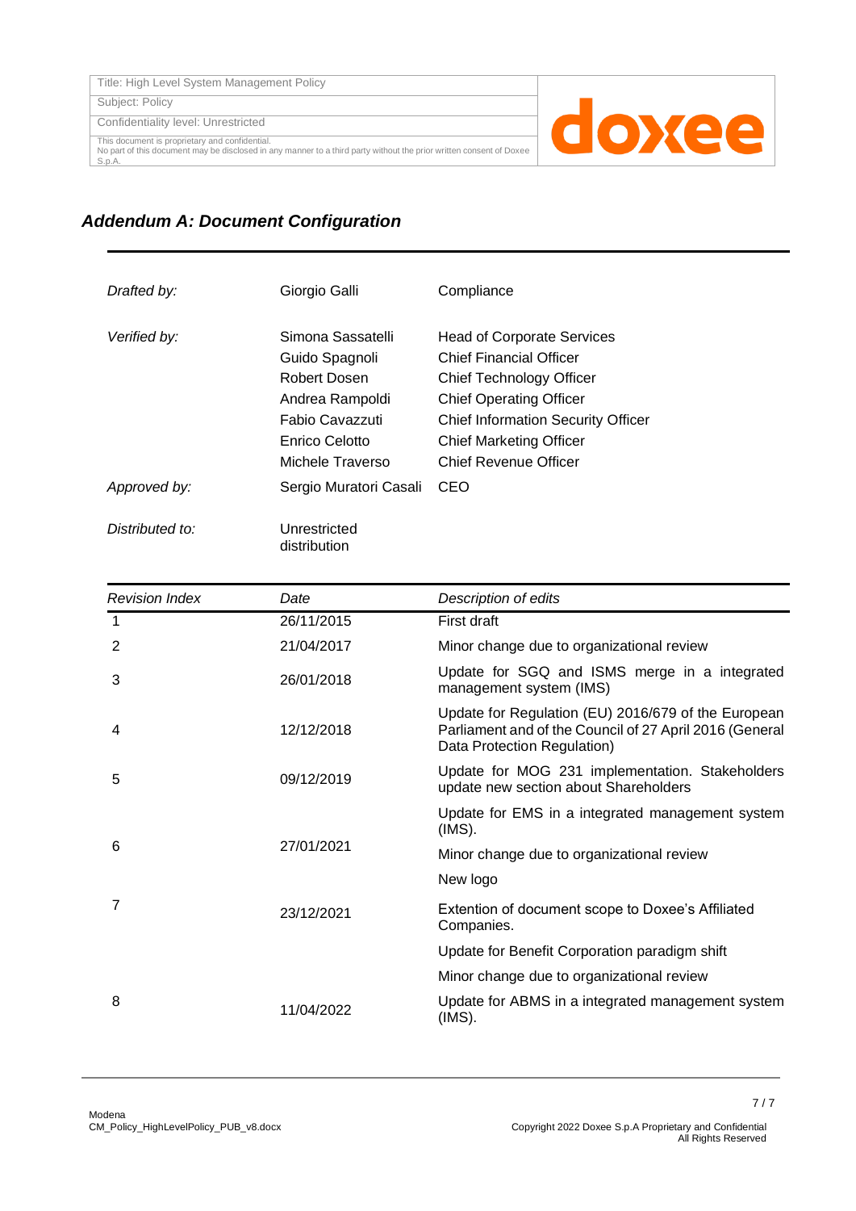## *Addendum A: Document Configuration*

| | | |
|---|---|---|
| *Drafted by:* | Giorgio Galli | Compliance |
| *Verified by:* | Simona Sassatelli | Head of Corporate Services |
| | Guido Spagnoli | Chief Financial Officer |
| | Robert Dosen | Chief Technology Officer |
| | Andrea Rampoldi | Chief Operating Officer |
| | Fabio Cavazzuti | Chief Information Security Officer |
| | Enrico Celotto | Chief Marketing Officer |
| | Michele Traverso | Chief Revenue Officer |
| *Approved by:* | Sergio Muratori Casali | CEO |
| *Distributed to:* | Unrestricted distribution | |

| *Revision Index* | *Date* | *Description of edits* |
|---|---|---|
| 1 | 26/11/2015 | First draft |
| 2 | 21/04/2017 | Minor change due to organizational review |
| 3 | 26/01/2018 | Update for SGQ and ISMS merge in a integrated management system (IMS) |
| 4 | 12/12/2018 | Update for Regulation (EU) 2016/679 of the European Parliament and of the Council of 27 April 2016 (General Data Protection Regulation) |
| 5 | 09/12/2019 | Update for MOG 231 implementation. Stakeholders update new section about Shareholders |
| 6 | 27/01/2021 | Update for EMS in a integrated management system (IMS).<br>Minor change due to organizational review<br>New logo |
| 7 | 23/12/2021 | Extention of document scope to Doxee's Affiliated Companies.<br>Update for Benefit Corporation paradigm shift<br>Minor change due to organizational review |
| 8 | 11/04/2022 | Update for ABMS in a integrated management system (IMS). |